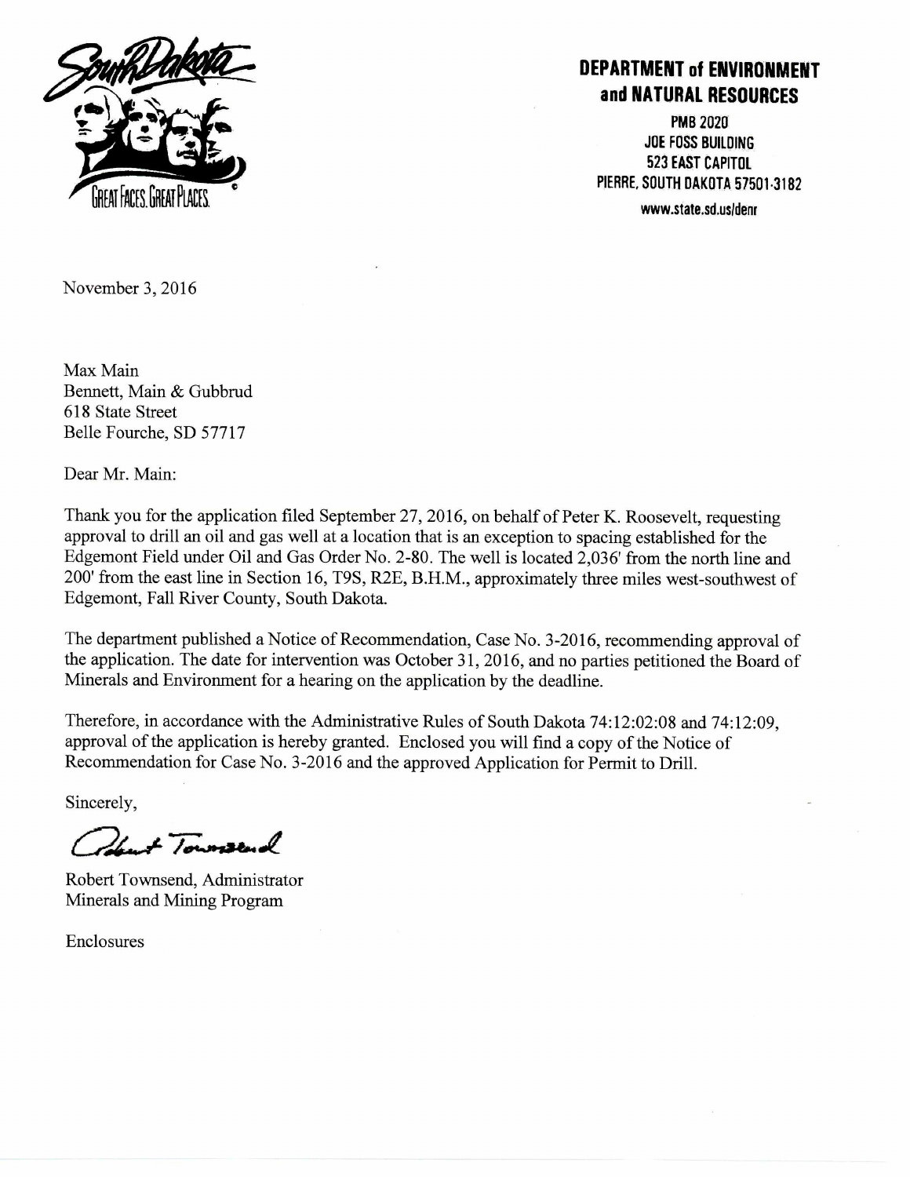**DEPARTMENT of ENVIRONMENT and NATURAL RESOURCES**

PMB 2020
JOE FOSS BUILDING
523 EAST CAPITOL
PIERRE, SOUTH DAKOTA 57501-3182
www.state.sd.us/denr

November 3, 2016

Max Main
Bennett, Main & Gubbrud
618 State Street
Belle Fourche, SD 57717

Dear Mr. Main:

Thank you for the application filed September 27, 2016, on behalf of Peter K. Roosevelt, requesting approval to drill an oil and gas well at a location that is an exception to spacing established for the Edgemont Field under Oil and Gas Order No. 2-80. The well is located 2,036' from the north line and 200' from the east line in Section 16, T9S, R2E, B.H.M., approximately three miles west-southwest of Edgemont, Fall River County, South Dakota.

The department published a Notice of Recommendation, Case No. 3-2016, recommending approval of the application. The date for intervention was October 31, 2016, and no parties petitioned the Board of Minerals and Environment for a hearing on the application by the deadline.

Therefore, in accordance with the Administrative Rules of South Dakota 74:12:02:08 and 74:12:09, approval of the application is hereby granted. Enclosed you will find a copy of the Notice of Recommendation for Case No. 3-2016 and the approved Application for Permit to Drill.

Sincerely,

Robert Townsend

Robert Townsend, Administrator
Minerals and Mining Program

Enclosures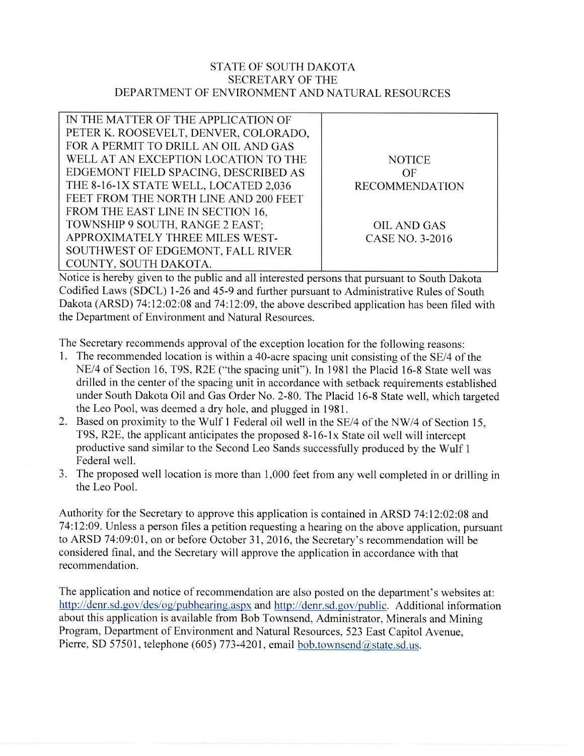STATE OF SOUTH DAKOTA
SECRETARY OF THE
DEPARTMENT OF ENVIRONMENT AND NATURAL RESOURCES

| IN THE MATTER OF THE APPLICATION OF PETER K. ROOSEVELT, DENVER, COLORADO, FOR A PERMIT TO DRILL AN OIL AND GAS WELL AT AN EXCEPTION LOCATION TO THE EDGEMONT FIELD SPACING, DESCRIBED AS THE 8-16-1X STATE WELL, LOCATED 2,036 FEET FROM THE NORTH LINE AND 200 FEET FROM THE EAST LINE IN SECTION 16, TOWNSHIP 9 SOUTH, RANGE 2 EAST; APPROXIMATELY THREE MILES WEST-SOUTHWEST OF EDGEMONT, FALL RIVER COUNTY, SOUTH DAKOTA. | NOTICE OF RECOMMENDATION<br><br>OIL AND GAS CASE NO. 3-2016 |
|---|---|

Notice is hereby given to the public and all interested persons that pursuant to South Dakota Codified Laws (SDCL) 1-26 and 45-9 and further pursuant to Administrative Rules of South Dakota (ARSD) 74:12:02:08 and 74:12:09, the above described application has been filed with the Department of Environment and Natural Resources.

The Secretary recommends approval of the exception location for the following reasons:

1. The recommended location is within a 40-acre spacing unit consisting of the SE/4 of the NE/4 of Section 16, T9S, R2E ("the spacing unit"). In 1981 the Placid 16-8 State well was drilled in the center of the spacing unit in accordance with setback requirements established under South Dakota Oil and Gas Order No. 2-80. The Placid 16-8 State well, which targeted the Leo Pool, was deemed a dry hole, and plugged in 1981.
2. Based on proximity to the Wulf 1 Federal oil well in the SE/4 of the NW/4 of Section 15, T9S, R2E, the applicant anticipates the proposed 8-16-1x State oil well will intercept productive sand similar to the Second Leo Sands successfully produced by the Wulf 1 Federal well.
3. The proposed well location is more than 1,000 feet from any well completed in or drilling in the Leo Pool.

Authority for the Secretary to approve this application is contained in ARSD 74:12:02:08 and 74:12:09. Unless a person files a petition requesting a hearing on the above application, pursuant to ARSD 74:09:01, on or before October 31, 2016, the Secretary's recommendation will be considered final, and the Secretary will approve the application in accordance with that recommendation.

The application and notice of recommendation are also posted on the department's websites at: http://denr.sd.gov/des/og/pubhearing.aspx and http://denr.sd.gov/public. Additional information about this application is available from Bob Townsend, Administrator, Minerals and Mining Program, Department of Environment and Natural Resources, 523 East Capitol Avenue, Pierre, SD 57501, telephone (605) 773-4201, email bob.townsend@state.sd.us.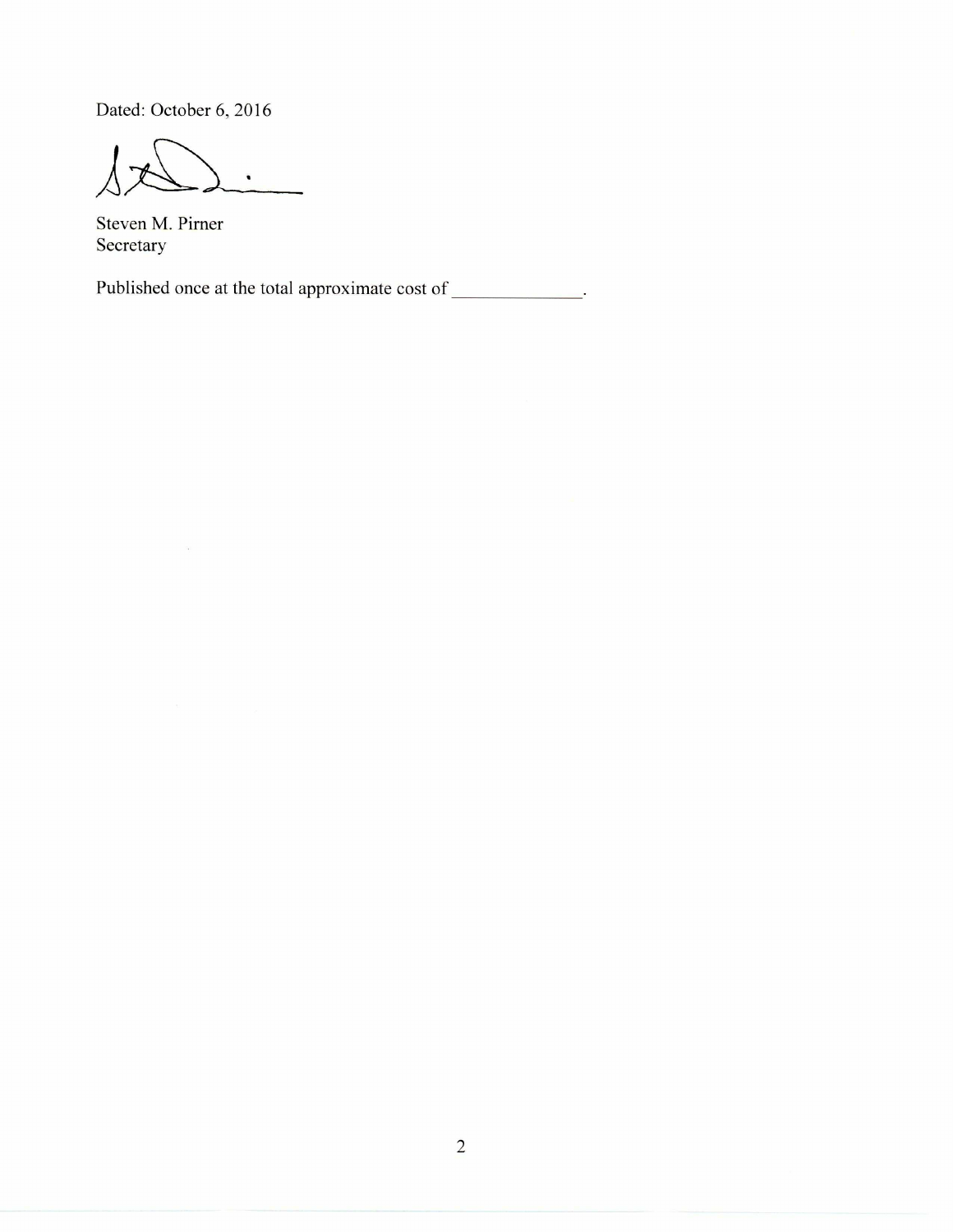Dated: October 6, 2016

Steven M. Pirner
Secretary

Published once at the total approximate cost of _____________.